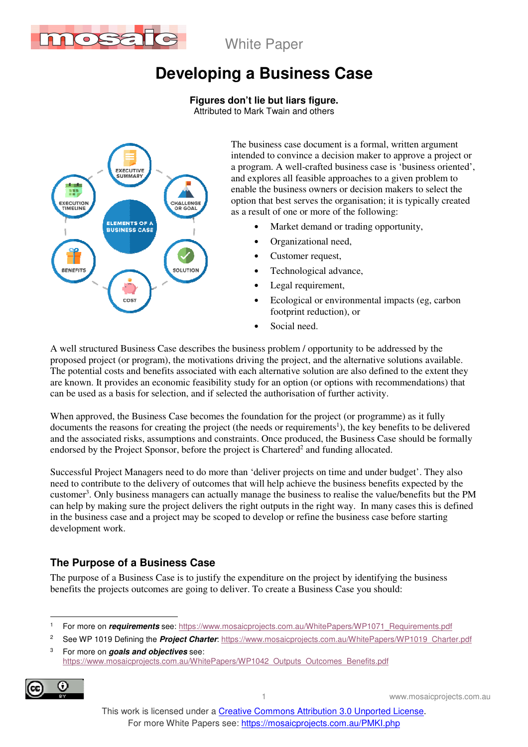White Paper

# Developing a Business Case

**Figures don't lie but liars figure.**
Attributed to Mark Twain and others

The business case document is a formal, written argument intended to convince a decision maker to approve a project or a program. A well-crafted business case is 'business oriented', and explores all feasible approaches to a given problem to enable the business owners or decision makers to select the option that best serves the organisation; it is typically created as a result of one or more of the following:

- Market demand or trading opportunity,
- Organizational need,
- Customer request,
- Technological advance,
- Legal requirement,
- Ecological or environmental impacts (eg, carbon footprint reduction), or
- Social need.

A well structured Business Case describes the business problem / opportunity to be addressed by the proposed project (or program), the motivations driving the project, and the alternative solutions available. The potential costs and benefits associated with each alternative solution are also defined to the extent they are known. It provides an economic feasibility study for an option (or options with recommendations) that can be used as a basis for selection, and if selected the authorisation of further activity.

When approved, the Business Case becomes the foundation for the project (or programme) as it fully documents the reasons for creating the project (the needs or requirements[1]), the key benefits to be delivered and the associated risks, assumptions and constraints. Once produced, the Business Case should be formally endorsed by the Project Sponsor, before the project is Chartered[2] and funding allocated.

Successful Project Managers need to do more than 'deliver projects on time and under budget'. They also need to contribute to the delivery of outcomes that will help achieve the business benefits expected by the customer[3]. Only business managers can actually manage the business to realise the value/benefits but the PM can help by making sure the project delivers the right outputs in the right way. In many cases this is defined in the business case and a project may be scoped to develop or refine the business case before starting development work.

## The Purpose of a Business Case

The purpose of a Business Case is to justify the expenditure on the project by identifying the business benefits the projects outcomes are going to deliver. To create a Business Case you should:

---

[1] For more on ***requirements*** see: https://www.mosaicprojects.com.au/WhitePapers/WP1071_Requirements.pdf

[2] See WP 1019 Defining the ***Project Charter***: https://www.mosaicprojects.com.au/WhitePapers/WP1019_Charter.pdf

[3] For more on ***goals and objectives*** see: https://www.mosaicprojects.com.au/WhitePapers/WP1042_Outputs_Outcomes_Benefits.pdf

This work is licensed under a Creative Commons Attribution 3.0 Unported License.
For more White Papers see: https://mosaicprojects.com.au/PMKI.php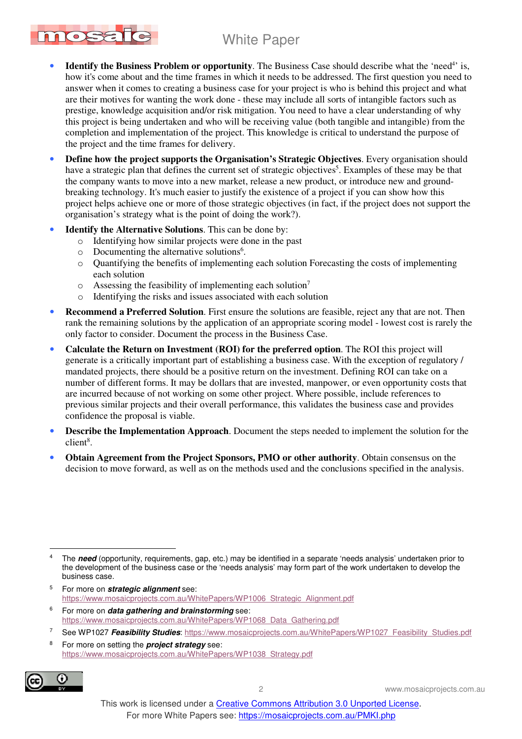- **Identify the Business Problem or opportunity**. The Business Case should describe what the 'need[4]' is, how it's come about and the time frames in which it needs to be addressed. The first question you need to answer when it comes to creating a business case for your project is who is behind this project and what are their motives for wanting the work done - these may include all sorts of intangible factors such as prestige, knowledge acquisition and/or risk mitigation. You need to have a clear understanding of why this project is being undertaken and who will be receiving value (both tangible and intangible) from the completion and implementation of the project. This knowledge is critical to understand the purpose of the project and the time frames for delivery.
- **Define how the project supports the Organisation's Strategic Objectives**. Every organisation should have a strategic plan that defines the current set of strategic objectives[5]. Examples of these may be that the company wants to move into a new market, release a new product, or introduce new and ground-breaking technology. It's much easier to justify the existence of a project if you can show how this project helps achieve one or more of those strategic objectives (in fact, if the project does not support the organisation's strategy what is the point of doing the work?).
- **Identify the Alternative Solutions**. This can be done by:
  - Identifying how similar projects were done in the past
  - Documenting the alternative solutions[6].
  - Quantifying the benefits of implementing each solution Forecasting the costs of implementing each solution
  - Assessing the feasibility of implementing each solution[7]
  - Identifying the risks and issues associated with each solution
- **Recommend a Preferred Solution**. First ensure the solutions are feasible, reject any that are not. Then rank the remaining solutions by the application of an appropriate scoring model - lowest cost is rarely the only factor to consider. Document the process in the Business Case.
- **Calculate the Return on Investment (ROI) for the preferred option**. The ROI this project will generate is a critically important part of establishing a business case. With the exception of regulatory / mandated projects, there should be a positive return on the investment. Defining ROI can take on a number of different forms. It may be dollars that are invested, manpower, or even opportunity costs that are incurred because of not working on some other project. Where possible, include references to previous similar projects and their overall performance, this validates the business case and provides confidence the proposal is viable.
- **Describe the Implementation Approach**. Document the steps needed to implement the solution for the client[8].
- **Obtain Agreement from the Project Sponsors, PMO or other authority**. Obtain consensus on the decision to move forward, as well as on the methods used and the conclusions specified in the analysis.

---

[4] The ***need*** (opportunity, requirements, gap, etc.) may be identified in a separate 'needs analysis' undertaken prior to the development of the business case or the 'needs analysis' may form part of the work undertaken to develop the business case.

[5] For more on ***strategic alignment*** see: https://www.mosaicprojects.com.au/WhitePapers/WP1006_Strategic_Alignment.pdf

[6] For more on ***data gathering and brainstorming*** see: https://www.mosaicprojects.com.au/WhitePapers/WP1068_Data_Gathering.pdf

[7] See WP1027 ***Feasibility Studies***: https://www.mosaicprojects.com.au/WhitePapers/WP1027_Feasibility_Studies.pdf

[8] For more on setting the ***project strategy*** see: https://www.mosaicprojects.com.au/WhitePapers/WP1038_Strategy.pdf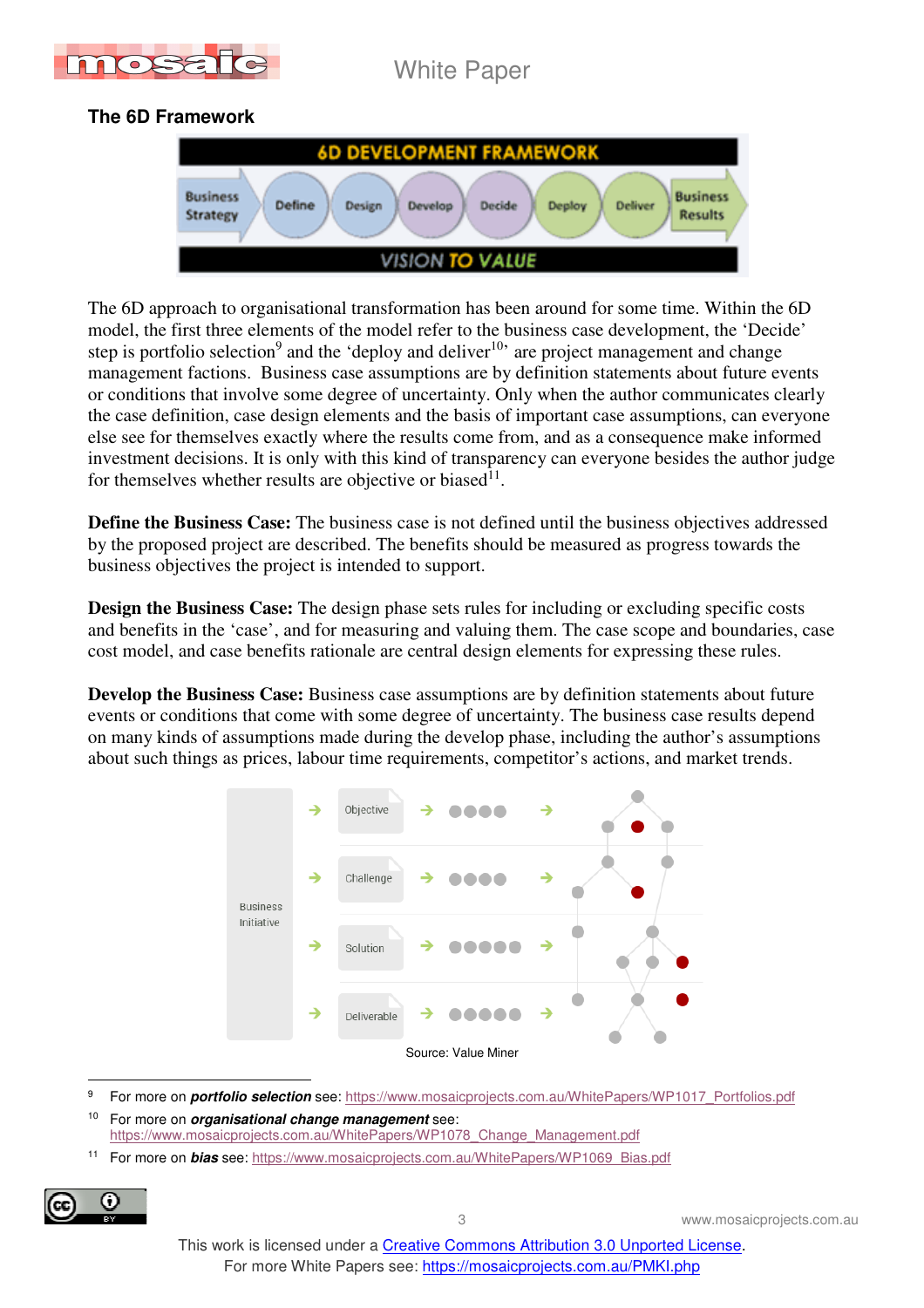## The 6D Framework

The 6D approach to organisational transformation has been around for some time. Within the 6D model, the first three elements of the model refer to the business case development, the 'Decide' step is portfolio selection[9] and the 'deploy and deliver[10]' are project management and change management factions. Business case assumptions are by definition statements about future events or conditions that involve some degree of uncertainty. Only when the author communicates clearly the case definition, case design elements and the basis of important case assumptions, can everyone else see for themselves exactly where the results come from, and as a consequence make informed investment decisions. It is only with this kind of transparency can everyone besides the author judge for themselves whether results are objective or biased[11].

**Define the Business Case:** The business case is not defined until the business objectives addressed by the proposed project are described. The benefits should be measured as progress towards the business objectives the project is intended to support.

**Design the Business Case:** The design phase sets rules for including or excluding specific costs and benefits in the 'case', and for measuring and valuing them. The case scope and boundaries, case cost model, and case benefits rationale are central design elements for expressing these rules.

**Develop the Business Case:** Business case assumptions are by definition statements about future events or conditions that come with some degree of uncertainty. The business case results depend on many kinds of assumptions made during the develop phase, including the author's assumptions about such things as prices, labour time requirements, competitor's actions, and market trends.

Source: Value Miner

---

[9] For more on ***portfolio selection*** see: https://www.mosaicprojects.com.au/WhitePapers/WP1017_Portfolios.pdf

[10] For more on ***organisational change management*** see: https://www.mosaicprojects.com.au/WhitePapers/WP1078_Change_Management.pdf

[11] For more on ***bias*** see: https://www.mosaicprojects.com.au/WhitePapers/WP1069_Bias.pdf

This work is licensed under a Creative Commons Attribution 3.0 Unported License.
For more White Papers see: https://mosaicprojects.com.au/PMKI.php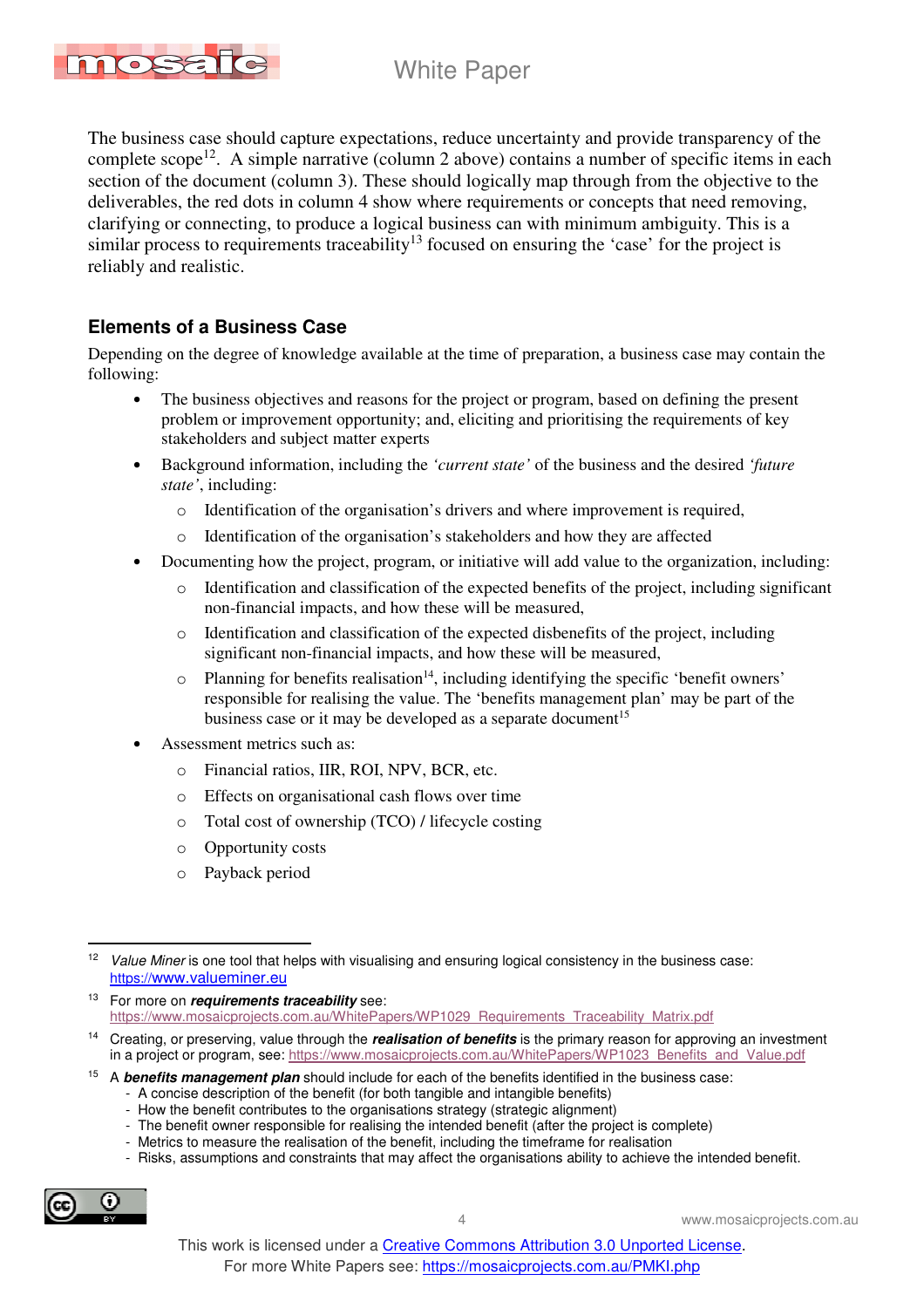The business case should capture expectations, reduce uncertainty and provide transparency of the complete scope[12]. A simple narrative (column 2 above) contains a number of specific items in each section of the document (column 3). These should logically map through from the objective to the deliverables, the red dots in column 4 show where requirements or concepts that need removing, clarifying or connecting, to produce a logical business can with minimum ambiguity. This is a similar process to requirements traceability[13] focused on ensuring the 'case' for the project is reliably and realistic.

## Elements of a Business Case

Depending on the degree of knowledge available at the time of preparation, a business case may contain the following:

- The business objectives and reasons for the project or program, based on defining the present problem or improvement opportunity; and, eliciting and prioritising the requirements of key stakeholders and subject matter experts
- Background information, including the *'current state'* of the business and the desired *'future state'*, including:
  - Identification of the organisation's drivers and where improvement is required,
  - Identification of the organisation's stakeholders and how they are affected
- Documenting how the project, program, or initiative will add value to the organization, including:
  - Identification and classification of the expected benefits of the project, including significant non-financial impacts, and how these will be measured,
  - Identification and classification of the expected disbenefits of the project, including significant non-financial impacts, and how these will be measured,
  - Planning for benefits realisation[14], including identifying the specific 'benefit owners' responsible for realising the value. The 'benefits management plan' may be part of the business case or it may be developed as a separate document[15]
- Assessment metrics such as:
  - Financial ratios, IIR, ROI, NPV, BCR, etc.
  - Effects on organisational cash flows over time
  - Total cost of ownership (TCO) / lifecycle costing
  - Opportunity costs
  - Payback period

---

[12] *Value Miner* is one tool that helps with visualising and ensuring logical consistency in the business case: https://www.valueminer.eu

[13] For more on ***requirements traceability*** see: https://www.mosaicprojects.com.au/WhitePapers/WP1029_Requirements_Traceability_Matrix.pdf

[14] Creating, or preserving, value through the ***realisation of benefits*** is the primary reason for approving an investment in a project or program, see: https://www.mosaicprojects.com.au/WhitePapers/WP1023_Benefits_and_Value.pdf

[15] A ***benefits management plan*** should include for each of the benefits identified in the business case:
- A concise description of the benefit (for both tangible and intangible benefits)
- How the benefit contributes to the organisations strategy (strategic alignment)
- The benefit owner responsible for realising the intended benefit (after the project is complete)
- Metrics to measure the realisation of the benefit, including the timeframe for realisation
- Risks, assumptions and constraints that may affect the organisations ability to achieve the intended benefit.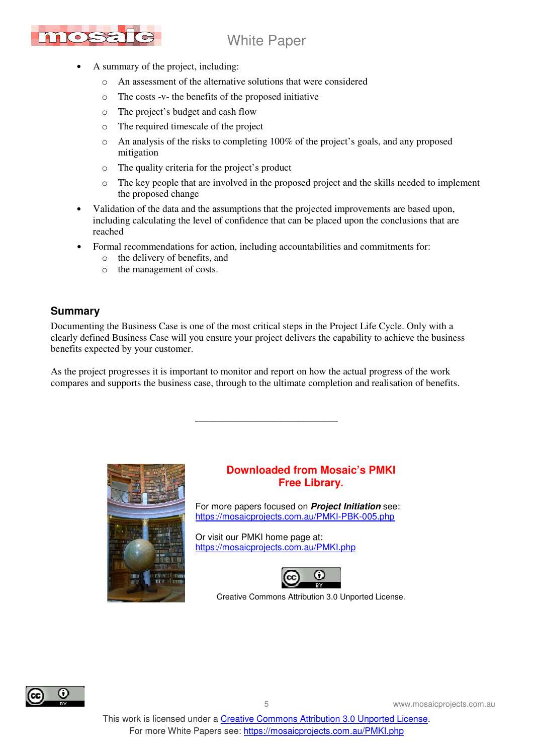- A summary of the project, including:
  - An assessment of the alternative solutions that were considered
  - The costs -v- the benefits of the proposed initiative
  - The project's budget and cash flow
  - The required timescale of the project
  - An analysis of the risks to completing 100% of the project's goals, and any proposed mitigation
  - The quality criteria for the project's product
  - The key people that are involved in the proposed project and the skills needed to implement the proposed change
- Validation of the data and the assumptions that the projected improvements are based upon, including calculating the level of confidence that can be placed upon the conclusions that are reached
- Formal recommendations for action, including accountabilities and commitments for:
  - the delivery of benefits, and
  - the management of costs.

## Summary

Documenting the Business Case is one of the most critical steps in the Project Life Cycle. Only with a clearly defined Business Case will you ensure your project delivers the capability to achieve the business benefits expected by your customer.

As the project progresses it is important to monitor and report on how the actual progress of the work compares and supports the business case, through to the ultimate completion and realisation of benefits.

---

**Downloaded from Mosaic's PMKI Free Library.**

For more papers focused on ***Project Initiation*** see: [https://mosaicprojects.com.au/PMKI-PBK-005.php](https://mosaicprojects.com.au/PMKI-PBK-005.php)

Or visit our PMKI home page at: [https://mosaicprojects.com.au/PMKI.php](https://mosaicprojects.com.au/PMKI.php)

Creative Commons Attribution 3.0 Unported License.